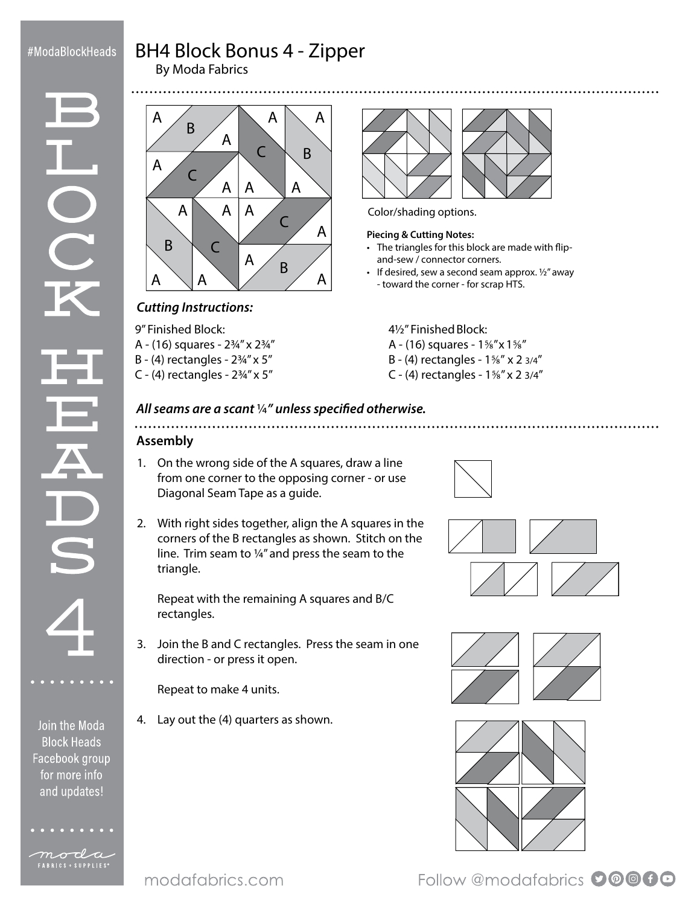# BH4 Block Bonus 4 - Zipper

By Moda Fabrics

Color/shading options.

**Piecing & Cutting Notes:**

- The triangles for this block are made with flip-and-sew / connector corners.
- If desired, sew a second seam approx. ½" away - toward the corner - for scrap HTS.

### *Cutting Instructions:*

9" Finished Block:
A - (16) squares - 2¾" x 2¾"
B - (4) rectangles - 2¾" x 5"
C - (4) rectangles - 2¾" x 5"

4½" Finished Block:
A - (16) squares - 1⅝" x 1⅝"
B - (4) rectangles - 1⅝" x 2 3/4"
C - (4) rectangles - 1⅝" x 2 3/4"

***All seams are a scant ¼" unless specified otherwise.***

### Assembly

1. On the wrong side of the A squares, draw a line from one corner to the opposing corner - or use Diagonal Seam Tape as a guide.
2. With right sides together, align the A squares in the corners of the B rectangles as shown. Stitch on the line. Trim seam to ¼" and press the seam to the triangle.

   Repeat with the remaining A squares and B/C rectangles.
3. Join the B and C rectangles. Press the seam in one direction - or press it open.

   Repeat to make 4 units.
4. Lay out the (4) quarters as shown.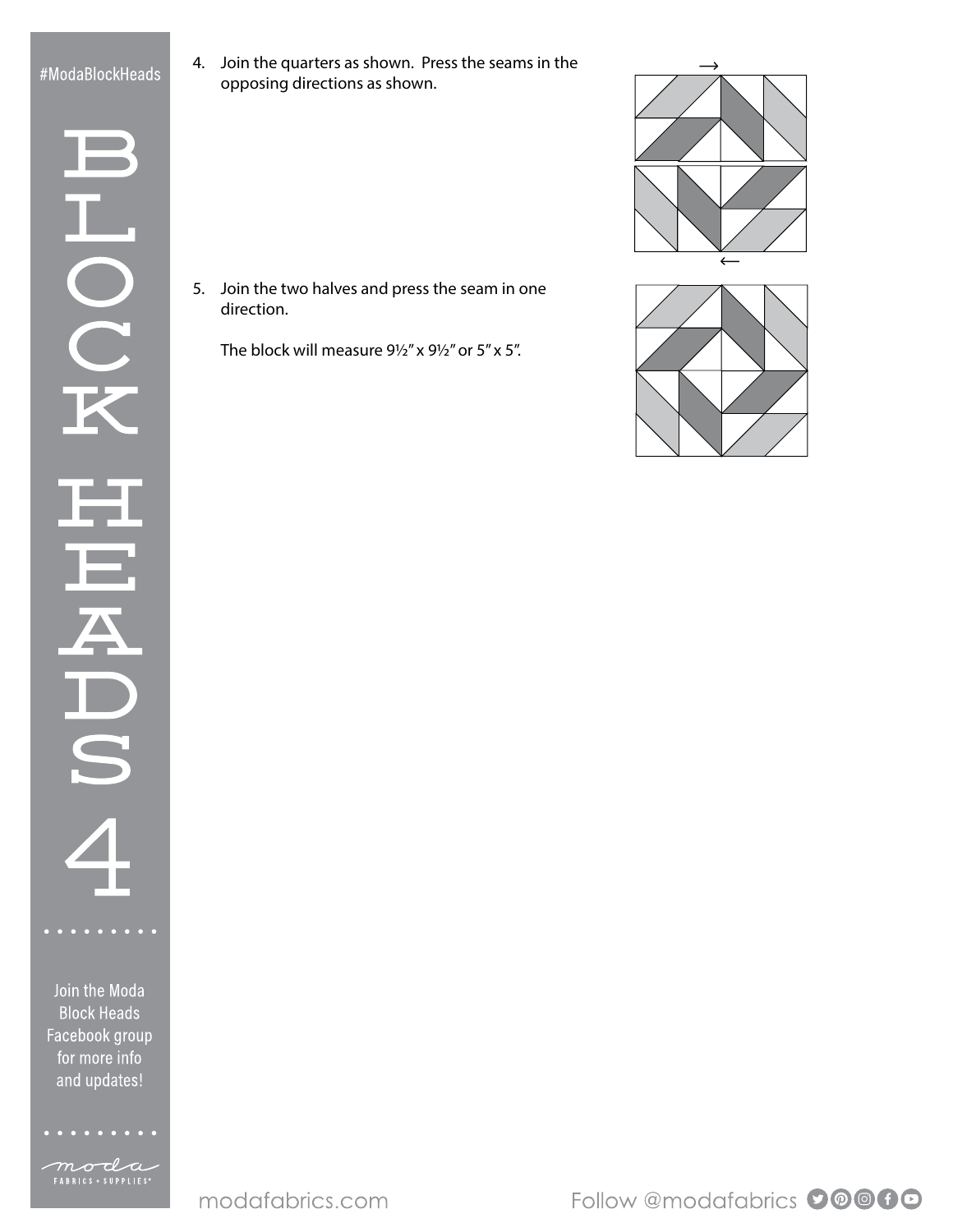4. Join the quarters as shown. Press the seams in the opposing directions as shown.

5. Join the two halves and press the seam in one direction.

   The block will measure 9½" x 9½" or 5" x 5".